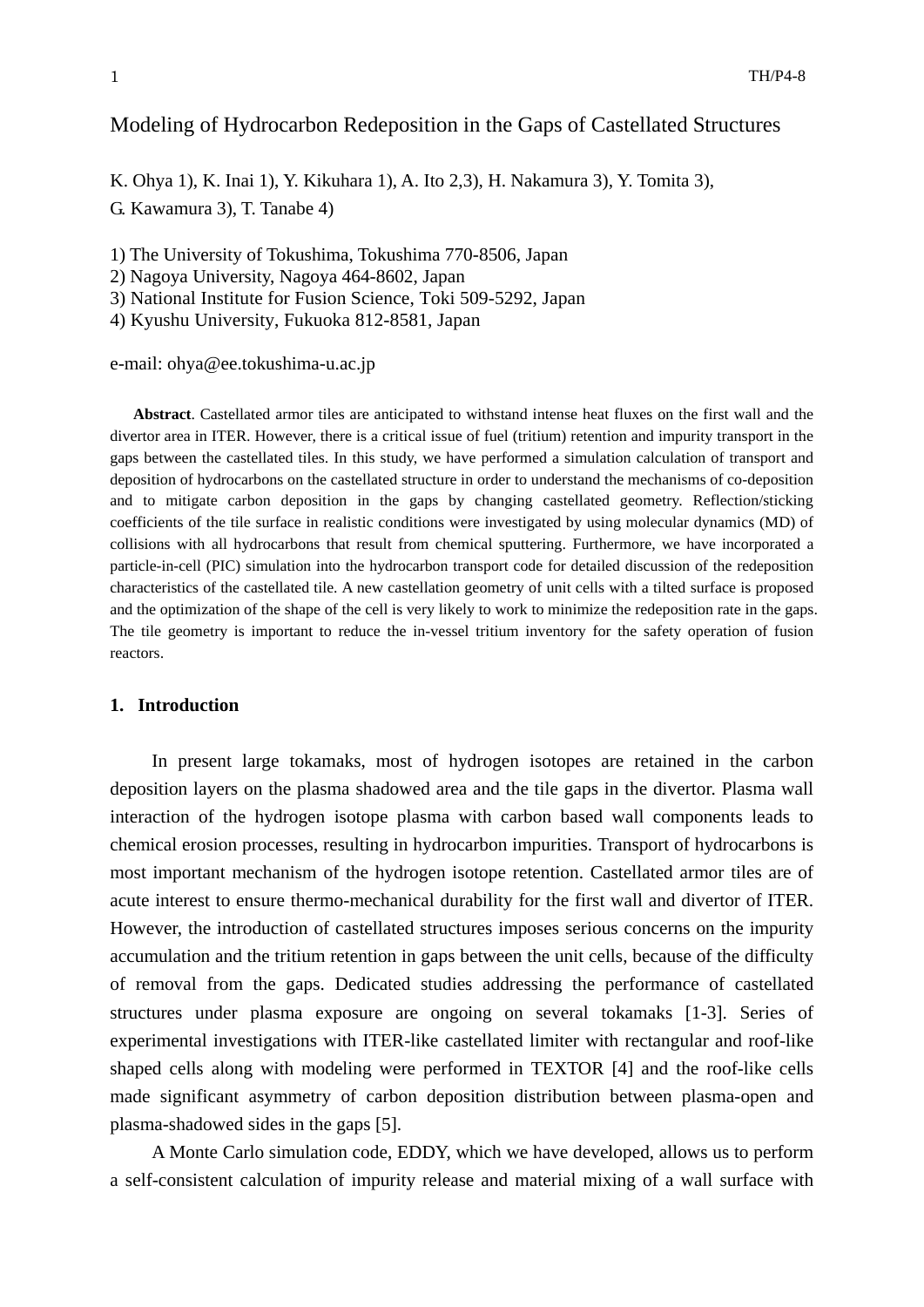# Modeling of Hydrocarbon Redeposition in the Gaps of Castellated Structures

K. Ohya 1), K. Inai 1), Y. Kikuhara 1), A. Ito 2,3), H. Nakamura 3), Y. Tomita 3), G. Kawamura 3), T. Tanabe 4)

1) The University of Tokushima, Tokushima 770-8506, Japan
2) Nagoya University, Nagoya 464-8602, Japan
3) National Institute for Fusion Science, Toki 509-5292, Japan
4) Kyushu University, Fukuoka 812-8581, Japan

e-mail: ohya@ee.tokushima-u.ac.jp

**Abstract**. Castellated armor tiles are anticipated to withstand intense heat fluxes on the first wall and the divertor area in ITER. However, there is a critical issue of fuel (tritium) retention and impurity transport in the gaps between the castellated tiles. In this study, we have performed a simulation calculation of transport and deposition of hydrocarbons on the castellated structure in order to understand the mechanisms of co-deposition and to mitigate carbon deposition in the gaps by changing castellated geometry. Reflection/sticking coefficients of the tile surface in realistic conditions were investigated by using molecular dynamics (MD) of collisions with all hydrocarbons that result from chemical sputtering. Furthermore, we have incorporated a particle-in-cell (PIC) simulation into the hydrocarbon transport code for detailed discussion of the redeposition characteristics of the castellated tile. A new castellation geometry of unit cells with a tilted surface is proposed and the optimization of the shape of the cell is very likely to work to minimize the redeposition rate in the gaps. The tile geometry is important to reduce the in-vessel tritium inventory for the safety operation of fusion reactors.

## 1. Introduction

In present large tokamaks, most of hydrogen isotopes are retained in the carbon deposition layers on the plasma shadowed area and the tile gaps in the divertor. Plasma wall interaction of the hydrogen isotope plasma with carbon based wall components leads to chemical erosion processes, resulting in hydrocarbon impurities. Transport of hydrocarbons is most important mechanism of the hydrogen isotope retention. Castellated armor tiles are of acute interest to ensure thermo-mechanical durability for the first wall and divertor of ITER. However, the introduction of castellated structures imposes serious concerns on the impurity accumulation and the tritium retention in gaps between the unit cells, because of the difficulty of removal from the gaps. Dedicated studies addressing the performance of castellated structures under plasma exposure are ongoing on several tokamaks [1-3]. Series of experimental investigations with ITER-like castellated limiter with rectangular and roof-like shaped cells along with modeling were performed in TEXTOR [4] and the roof-like cells made significant asymmetry of carbon deposition distribution between plasma-open and plasma-shadowed sides in the gaps [5].

A Monte Carlo simulation code, EDDY, which we have developed, allows us to perform a self-consistent calculation of impurity release and material mixing of a wall surface with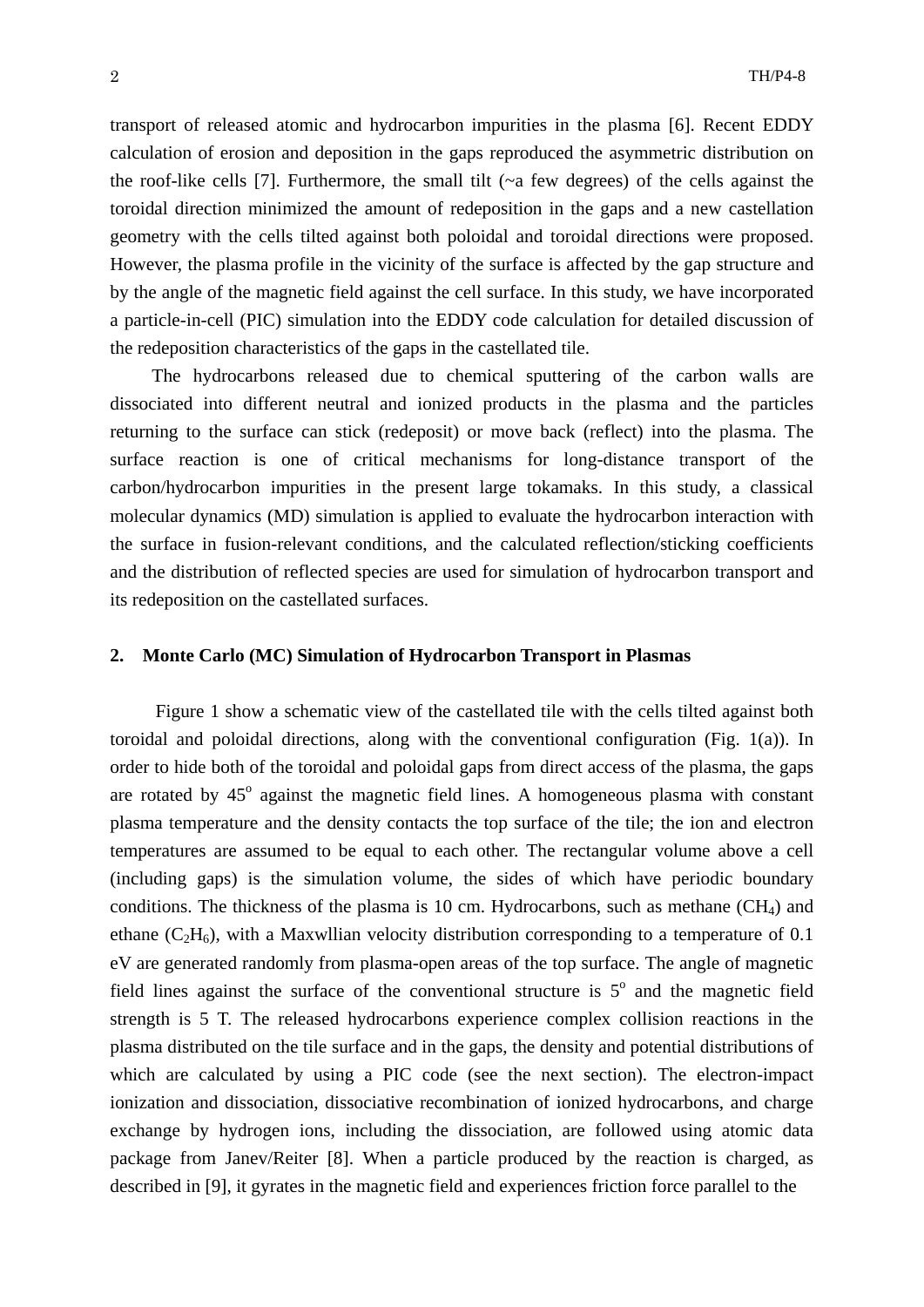transport of released atomic and hydrocarbon impurities in the plasma [6]. Recent EDDY calculation of erosion and deposition in the gaps reproduced the asymmetric distribution on the roof-like cells [7]. Furthermore, the small tilt (~a few degrees) of the cells against the toroidal direction minimized the amount of redeposition in the gaps and a new castellation geometry with the cells tilted against both poloidal and toroidal directions were proposed. However, the plasma profile in the vicinity of the surface is affected by the gap structure and by the angle of the magnetic field against the cell surface. In this study, we have incorporated a particle-in-cell (PIC) simulation into the EDDY code calculation for detailed discussion of the redeposition characteristics of the gaps in the castellated tile.

The hydrocarbons released due to chemical sputtering of the carbon walls are dissociated into different neutral and ionized products in the plasma and the particles returning to the surface can stick (redeposit) or move back (reflect) into the plasma. The surface reaction is one of critical mechanisms for long-distance transport of the carbon/hydrocarbon impurities in the present large tokamaks. In this study, a classical molecular dynamics (MD) simulation is applied to evaluate the hydrocarbon interaction with the surface in fusion-relevant conditions, and the calculated reflection/sticking coefficients and the distribution of reflected species are used for simulation of hydrocarbon transport and its redeposition on the castellated surfaces.

## 2. Monte Carlo (MC) Simulation of Hydrocarbon Transport in Plasmas

Figure 1 show a schematic view of the castellated tile with the cells tilted against both toroidal and poloidal directions, along with the conventional configuration (Fig. 1(a)). In order to hide both of the toroidal and poloidal gaps from direct access of the plasma, the gaps are rotated by 45$^{o}$ against the magnetic field lines. A homogeneous plasma with constant plasma temperature and the density contacts the top surface of the tile; the ion and electron temperatures are assumed to be equal to each other. The rectangular volume above a cell (including gaps) is the simulation volume, the sides of which have periodic boundary conditions. The thickness of the plasma is 10 cm. Hydrocarbons, such as methane ($CH_4$) and ethane ($C_2H_6$), with a Maxwllian velocity distribution corresponding to a temperature of 0.1 eV are generated randomly from plasma-open areas of the top surface. The angle of magnetic field lines against the surface of the conventional structure is 5$^{o}$ and the magnetic field strength is 5 T. The released hydrocarbons experience complex collision reactions in the plasma distributed on the tile surface and in the gaps, the density and potential distributions of which are calculated by using a PIC code (see the next section). The electron-impact ionization and dissociation, dissociative recombination of ionized hydrocarbons, and charge exchange by hydrogen ions, including the dissociation, are followed using atomic data package from Janev/Reiter [8]. When a particle produced by the reaction is charged, as described in [9], it gyrates in the magnetic field and experiences friction force parallel to the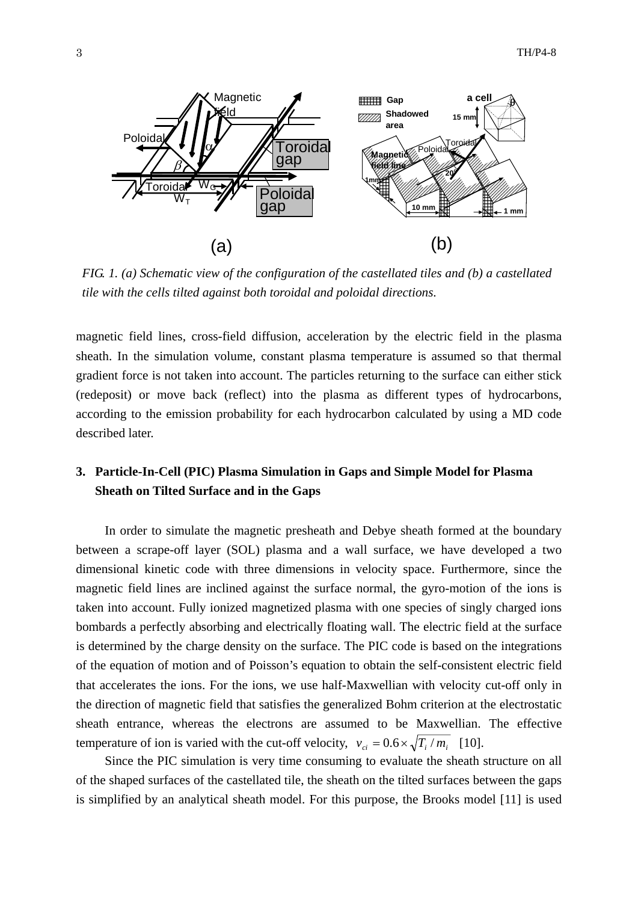*FIG. 1. (a) Schematic view of the configuration of the castellated tiles and (b) a castellated tile with the cells tilted against both toroidal and poloidal directions.*

magnetic field lines, cross-field diffusion, acceleration by the electric field in the plasma sheath. In the simulation volume, constant plasma temperature is assumed so that thermal gradient force is not taken into account. The particles returning to the surface can either stick (redeposit) or move back (reflect) into the plasma as different types of hydrocarbons, according to the emission probability for each hydrocarbon calculated by using a MD code described later.

## 3. Particle-In-Cell (PIC) Plasma Simulation in Gaps and Simple Model for Plasma Sheath on Tilted Surface and in the Gaps

In order to simulate the magnetic presheath and Debye sheath formed at the boundary between a scrape-off layer (SOL) plasma and a wall surface, we have developed a two dimensional kinetic code with three dimensions in velocity space. Furthermore, since the magnetic field lines are inclined against the surface normal, the gyro-motion of the ions is taken into account. Fully ionized magnetized plasma with one species of singly charged ions bombards a perfectly absorbing and electrically floating wall. The electric field at the surface is determined by the charge density on the surface. The PIC code is based on the integrations of the equation of motion and of Poisson's equation to obtain the self-consistent electric field that accelerates the ions. For the ions, we use half-Maxwellian with velocity cut-off only in the direction of magnetic field that satisfies the generalized Bohm criterion at the electrostatic sheath entrance, whereas the electrons are assumed to be Maxwellian. The effective temperature of ion is varied with the cut-off velocity, $v_{ci} = 0.6 \times \sqrt{T_i / m_i}$ [10].

Since the PIC simulation is very time consuming to evaluate the sheath structure on all of the shaped surfaces of the castellated tile, the sheath on the tilted surfaces between the gaps is simplified by an analytical sheath model. For this purpose, the Brooks model [11] is used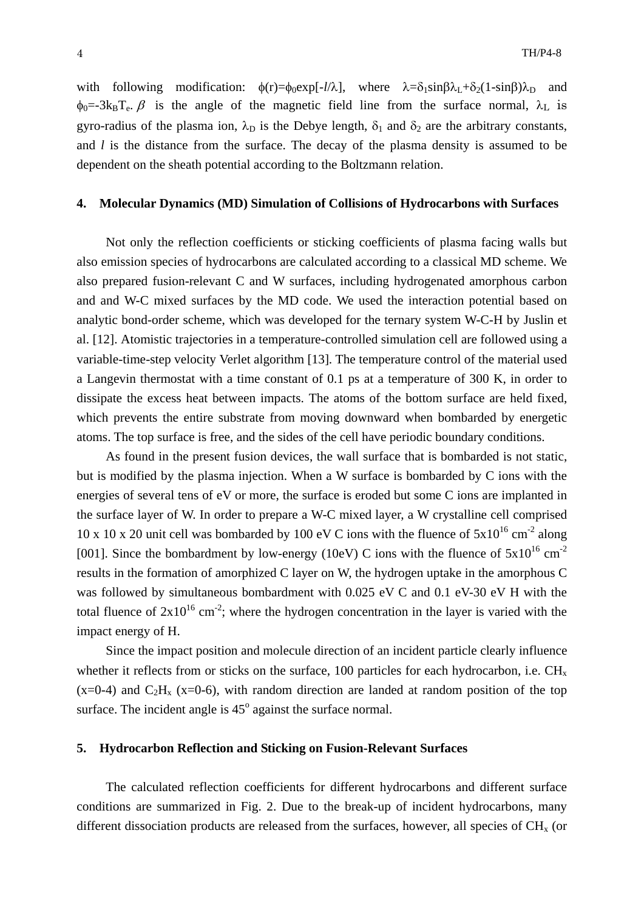with following modification: $\phi(r)=\phi_0\exp[-l/\lambda]$, where $\lambda=\delta_1\sin\beta\lambda_L+\delta_2(1-\sin\beta)\lambda_D$ and $\phi_0=-3k_BT_e$. $\beta$ is the angle of the magnetic field line from the surface normal, $\lambda_L$ is gyro-radius of the plasma ion, $\lambda_D$ is the Debye length, $\delta_1$ and $\delta_2$ are the arbitrary constants, and *l* is the distance from the surface. The decay of the plasma density is assumed to be dependent on the sheath potential according to the Boltzmann relation.

## 4. Molecular Dynamics (MD) Simulation of Collisions of Hydrocarbons with Surfaces

Not only the reflection coefficients or sticking coefficients of plasma facing walls but also emission species of hydrocarbons are calculated according to a classical MD scheme. We also prepared fusion-relevant C and W surfaces, including hydrogenated amorphous carbon and and W-C mixed surfaces by the MD code. We used the interaction potential based on analytic bond-order scheme, which was developed for the ternary system W-C-H by Juslin et al. [12]. Atomistic trajectories in a temperature-controlled simulation cell are followed using a variable-time-step velocity Verlet algorithm [13]. The temperature control of the material used a Langevin thermostat with a time constant of 0.1 ps at a temperature of 300 K, in order to dissipate the excess heat between impacts. The atoms of the bottom surface are held fixed, which prevents the entire substrate from moving downward when bombarded by energetic atoms. The top surface is free, and the sides of the cell have periodic boundary conditions.

As found in the present fusion devices, the wall surface that is bombarded is not static, but is modified by the plasma injection. When a W surface is bombarded by C ions with the energies of several tens of eV or more, the surface is eroded but some C ions are implanted in the surface layer of W. In order to prepare a W-C mixed layer, a W crystalline cell comprised 10 x 10 x 20 unit cell was bombarded by 100 eV C ions with the fluence of $5\times10^{16}$ cm$^{-2}$ along [001]. Since the bombardment by low-energy (10eV) C ions with the fluence of $5\times10^{16}$ cm$^{-2}$ results in the formation of amorphized C layer on W, the hydrogen uptake in the amorphous C was followed by simultaneous bombardment with 0.025 eV C and 0.1 eV-30 eV H with the total fluence of $2\times10^{16}$ cm$^{-2}$; where the hydrogen concentration in the layer is varied with the impact energy of H.

Since the impact position and molecule direction of an incident particle clearly influence whether it reflects from or sticks on the surface, 100 particles for each hydrocarbon, i.e. $CH_x$ (x=0-4) and $C_2H_x$ (x=0-6), with random direction are landed at random position of the top surface. The incident angle is 45$^o$ against the surface normal.

## 5. Hydrocarbon Reflection and Sticking on Fusion-Relevant Surfaces

The calculated reflection coefficients for different hydrocarbons and different surface conditions are summarized in Fig. 2. Due to the break-up of incident hydrocarbons, many different dissociation products are released from the surfaces, however, all species of $CH_x$ (or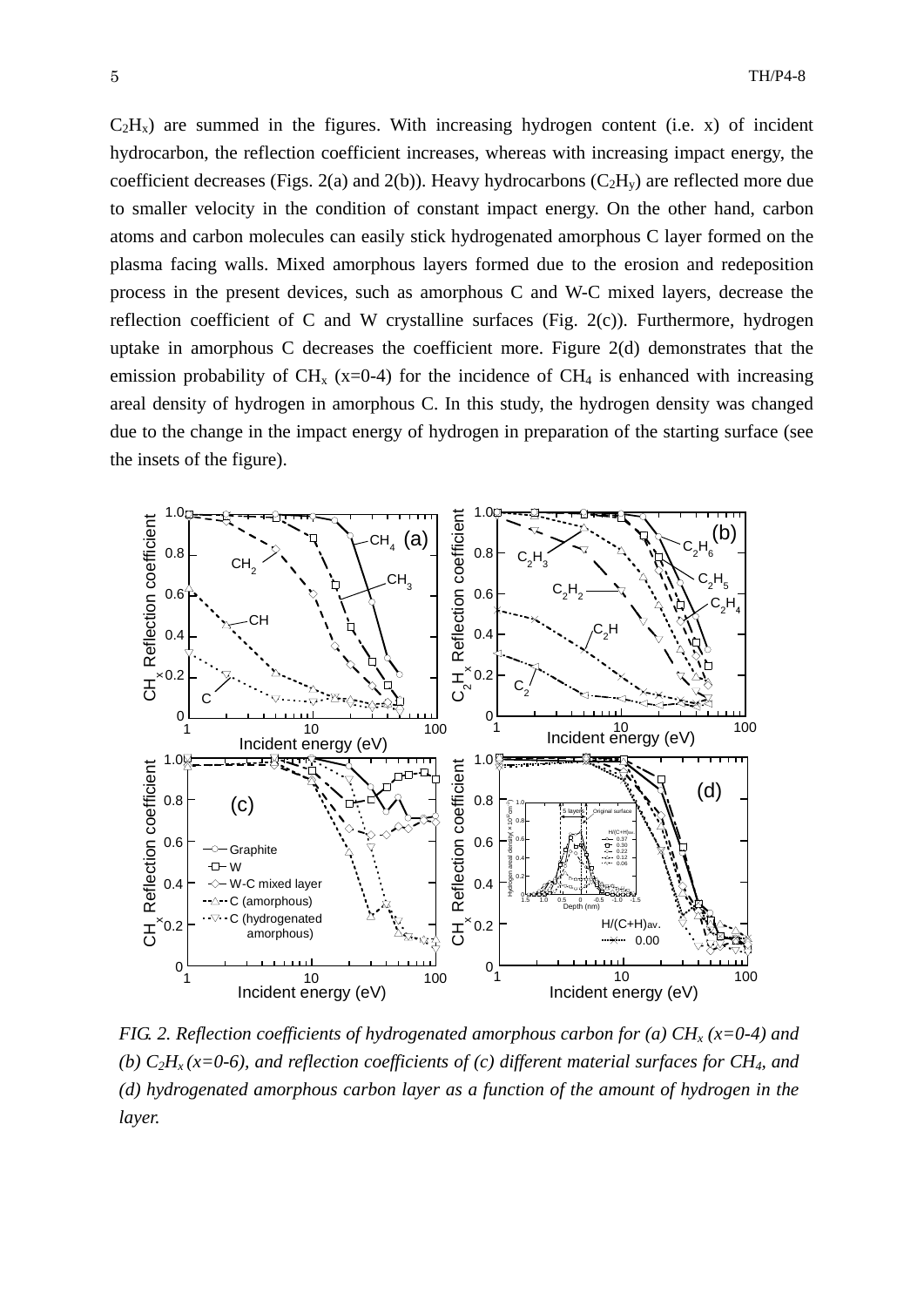$C_2H_x$) are summed in the figures. With increasing hydrogen content (i.e. x) of incident hydrocarbon, the reflection coefficient increases, whereas with increasing impact energy, the coefficient decreases (Figs. 2(a) and 2(b)). Heavy hydrocarbons ($C_2H_y$) are reflected more due to smaller velocity in the condition of constant impact energy. On the other hand, carbon atoms and carbon molecules can easily stick hydrogenated amorphous C layer formed on the plasma facing walls. Mixed amorphous layers formed due to the erosion and redeposition process in the present devices, such as amorphous C and W-C mixed layers, decrease the reflection coefficient of C and W crystalline surfaces (Fig. 2(c)). Furthermore, hydrogen uptake in amorphous C decreases the coefficient more. Figure 2(d) demonstrates that the emission probability of $CH_x$ (x=0-4) for the incidence of $CH_4$ is enhanced with increasing areal density of hydrogen in amorphous C. In this study, the hydrogen density was changed due to the change in the impact energy of hydrogen in preparation of the starting surface (see the insets of the figure).

*FIG. 2. Reflection coefficients of hydrogenated amorphous carbon for (a) $CH_x$ (x=0-4) and (b) $C_2H_x$ (x=0-6), and reflection coefficients of (c) different material surfaces for $CH_4$, and (d) hydrogenated amorphous carbon layer as a function of the amount of hydrogen in the layer.*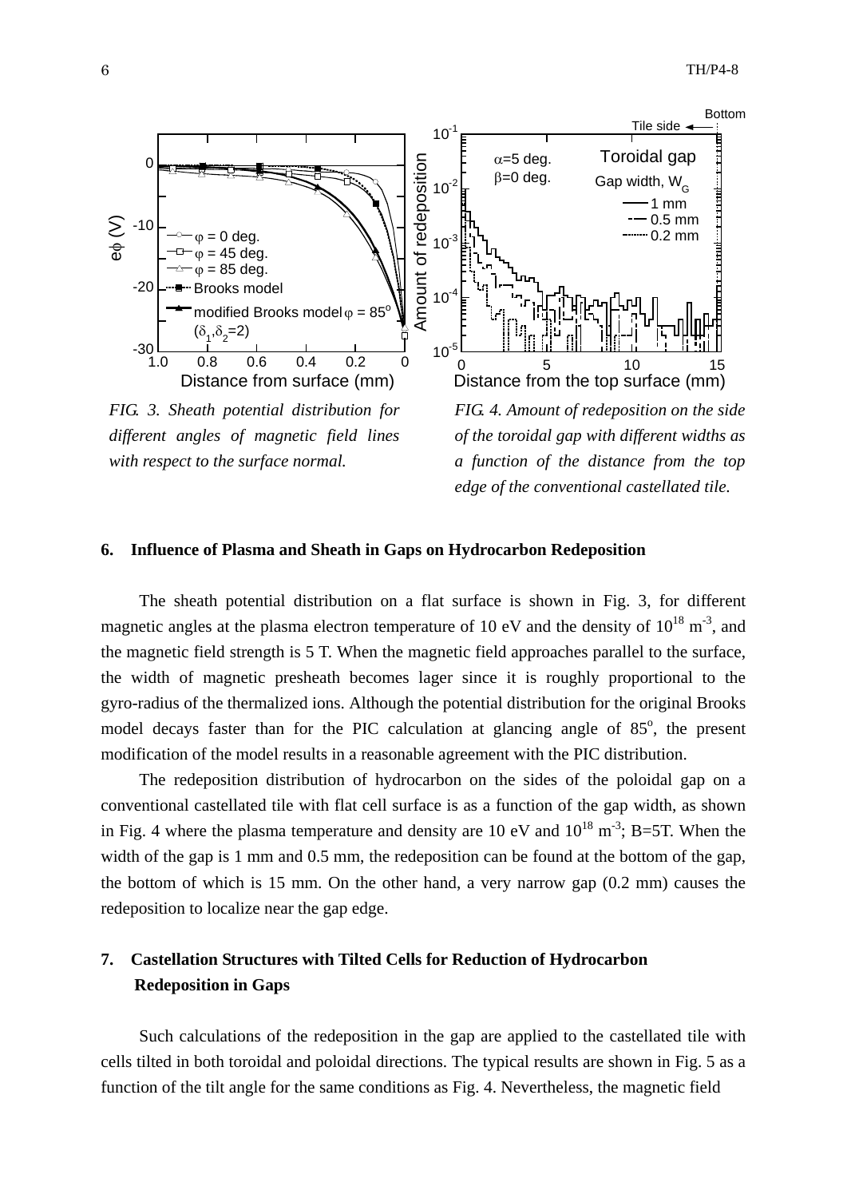*FIG. 3. Sheath potential distribution for different angles of magnetic field lines with respect to the surface normal.*

*FIG. 4. Amount of redeposition on the side of the toroidal gap with different widths as a function of the distance from the top edge of the conventional castellated tile.*

## 6. Influence of Plasma and Sheath in Gaps on Hydrocarbon Redeposition

The sheath potential distribution on a flat surface is shown in Fig. 3, for different magnetic angles at the plasma electron temperature of 10 eV and the density of $10^{18}$ m$^{-3}$, and the magnetic field strength is 5 T. When the magnetic field approaches parallel to the surface, the width of magnetic presheath becomes lager since it is roughly proportional to the gyro-radius of the thermalized ions. Although the potential distribution for the original Brooks model decays faster than for the PIC calculation at glancing angle of $85^{\text{o}}$, the present modification of the model results in a reasonable agreement with the PIC distribution.

The redeposition distribution of hydrocarbon on the sides of the poloidal gap on a conventional castellated tile with flat cell surface is as a function of the gap width, as shown in Fig. 4 where the plasma temperature and density are 10 eV and $10^{18}$ m$^{-3}$; B=5T. When the width of the gap is 1 mm and 0.5 mm, the redeposition can be found at the bottom of the gap, the bottom of which is 15 mm. On the other hand, a very narrow gap (0.2 mm) causes the redeposition to localize near the gap edge.

## 7. Castellation Structures with Tilted Cells for Reduction of Hydrocarbon Redeposition in Gaps

Such calculations of the redeposition in the gap are applied to the castellated tile with cells tilted in both toroidal and poloidal directions. The typical results are shown in Fig. 5 as a function of the tilt angle for the same conditions as Fig. 4. Nevertheless, the magnetic field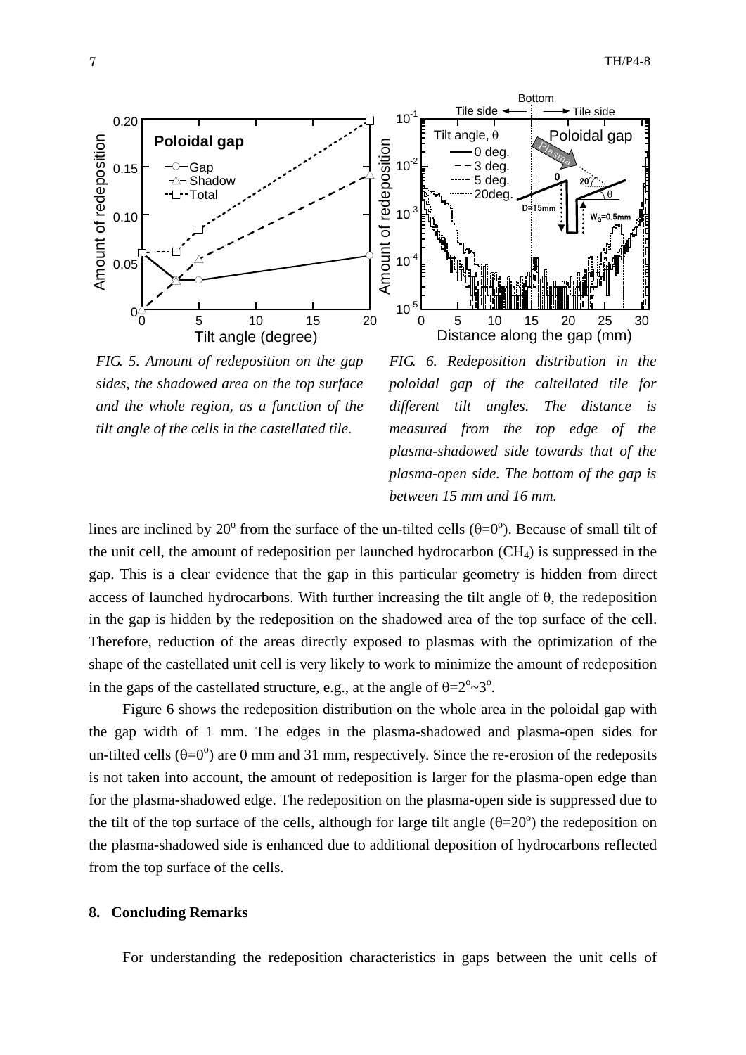*FIG. 5. Amount of redeposition on the gap sides, the shadowed area on the top surface and the whole region, as a function of the tilt angle of the cells in the castellated tile.*

*FIG. 6. Redeposition distribution in the poloidal gap of the caltellated tile for different tilt angles. The distance is measured from the top edge of the plasma-shadowed side towards that of the plasma-open side. The bottom of the gap is between 15 mm and 16 mm.*

lines are inclined by 20$^o$ from the surface of the un-tilted cells ($\theta$=0$^o$). Because of small tilt of the unit cell, the amount of redeposition per launched hydrocarbon ($CH_4$) is suppressed in the gap. This is a clear evidence that the gap in this particular geometry is hidden from direct access of launched hydrocarbons. With further increasing the tilt angle of $\theta$, the redeposition in the gap is hidden by the redeposition on the shadowed area of the top surface of the cell. Therefore, reduction of the areas directly exposed to plasmas with the optimization of the shape of the castellated unit cell is very likely to work to minimize the amount of redeposition in the gaps of the castellated structure, e.g., at the angle of $\theta$=2$^o$~3$^o$.

Figure 6 shows the redeposition distribution on the whole area in the poloidal gap with the gap width of 1 mm. The edges in the plasma-shadowed and plasma-open sides for un-tilted cells ($\theta$=0$^o$) are 0 mm and 31 mm, respectively. Since the re-erosion of the redeposits is not taken into account, the amount of redeposition is larger for the plasma-open edge than for the plasma-shadowed edge. The redeposition on the plasma-open side is suppressed due to the tilt of the top surface of the cells, although for large tilt angle ($\theta$=20$^o$) the redeposition on the plasma-shadowed side is enhanced due to additional deposition of hydrocarbons reflected from the top surface of the cells.

## 8. Concluding Remarks

For understanding the redeposition characteristics in gaps between the unit cells of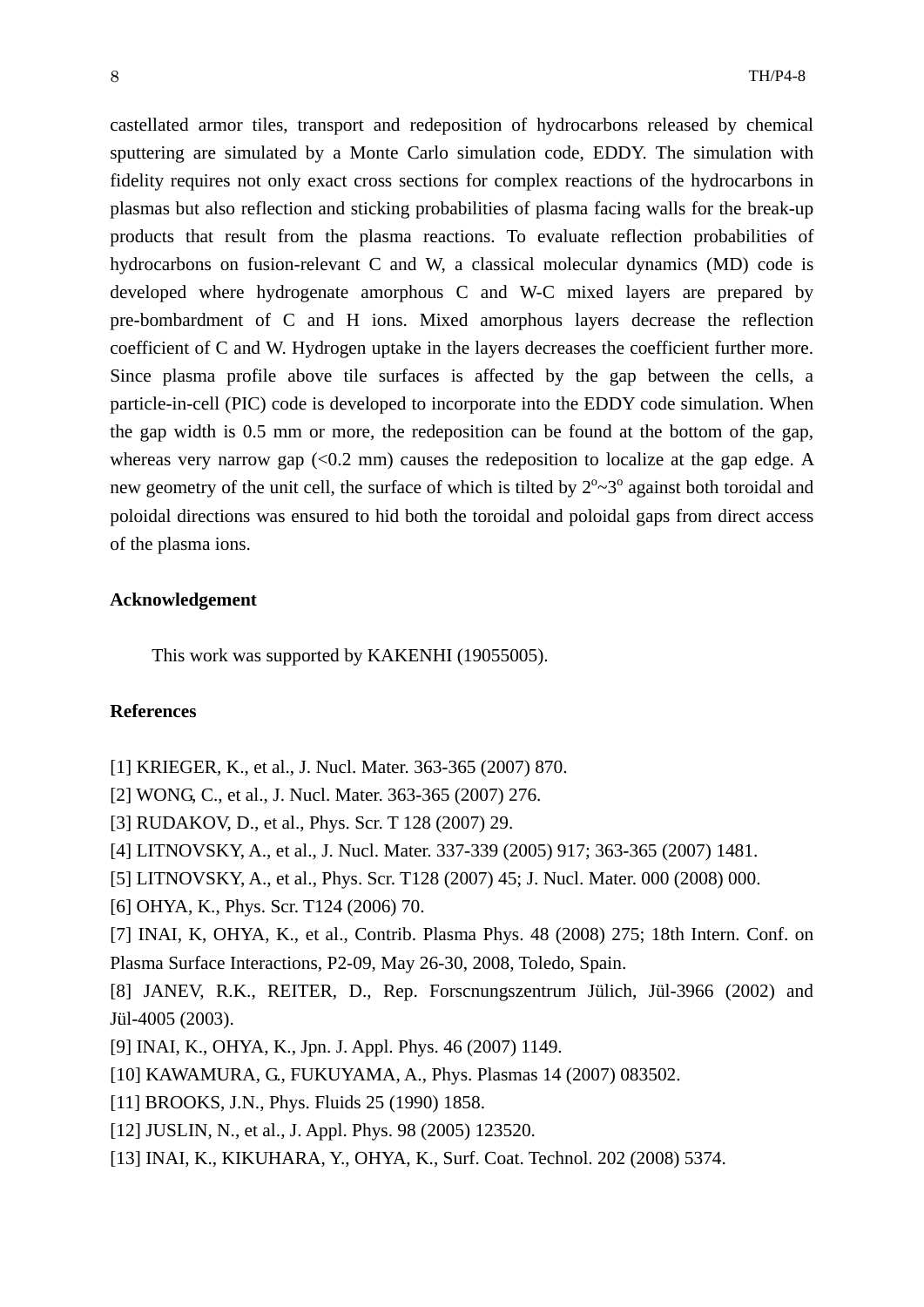castellated armor tiles, transport and redeposition of hydrocarbons released by chemical sputtering are simulated by a Monte Carlo simulation code, EDDY. The simulation with fidelity requires not only exact cross sections for complex reactions of the hydrocarbons in plasmas but also reflection and sticking probabilities of plasma facing walls for the break-up products that result from the plasma reactions. To evaluate reflection probabilities of hydrocarbons on fusion-relevant C and W, a classical molecular dynamics (MD) code is developed where hydrogenate amorphous C and W-C mixed layers are prepared by pre-bombardment of C and H ions. Mixed amorphous layers decrease the reflection coefficient of C and W. Hydrogen uptake in the layers decreases the coefficient further more. Since plasma profile above tile surfaces is affected by the gap between the cells, a particle-in-cell (PIC) code is developed to incorporate into the EDDY code simulation. When the gap width is 0.5 mm or more, the redeposition can be found at the bottom of the gap, whereas very narrow gap (<0.2 mm) causes the redeposition to localize at the gap edge. A new geometry of the unit cell, the surface of which is tilted by $2^{o}$~$3^{o}$ against both toroidal and poloidal directions was ensured to hid both the toroidal and poloidal gaps from direct access of the plasma ions.

## Acknowledgement

This work was supported by KAKENHI (19055005).

## References

[1] KRIEGER, K., et al., J. Nucl. Mater. 363-365 (2007) 870.

[2] WONG, C., et al., J. Nucl. Mater. 363-365 (2007) 276.

[3] RUDAKOV, D., et al., Phys. Scr. T 128 (2007) 29.

[4] LITNOVSKY, A., et al., J. Nucl. Mater. 337-339 (2005) 917; 363-365 (2007) 1481.

[5] LITNOVSKY, A., et al., Phys. Scr. T128 (2007) 45; J. Nucl. Mater. 000 (2008) 000.

[6] OHYA, K., Phys. Scr. T124 (2006) 70.

[7] INAI, K, OHYA, K., et al., Contrib. Plasma Phys. 48 (2008) 275; 18th Intern. Conf. on Plasma Surface Interactions, P2-09, May 26-30, 2008, Toledo, Spain.

[8] JANEV, R.K., REITER, D., Rep. Forscnungszentrum Jülich, Jül-3966 (2002) and Jül-4005 (2003).

[9] INAI, K., OHYA, K., Jpn. J. Appl. Phys. 46 (2007) 1149.

[10] KAWAMURA, G., FUKUYAMA, A., Phys. Plasmas 14 (2007) 083502.

[11] BROOKS, J.N., Phys. Fluids 25 (1990) 1858.

[12] JUSLIN, N., et al., J. Appl. Phys. 98 (2005) 123520.

[13] INAI, K., KIKUHARA, Y., OHYA, K., Surf. Coat. Technol. 202 (2008) 5374.